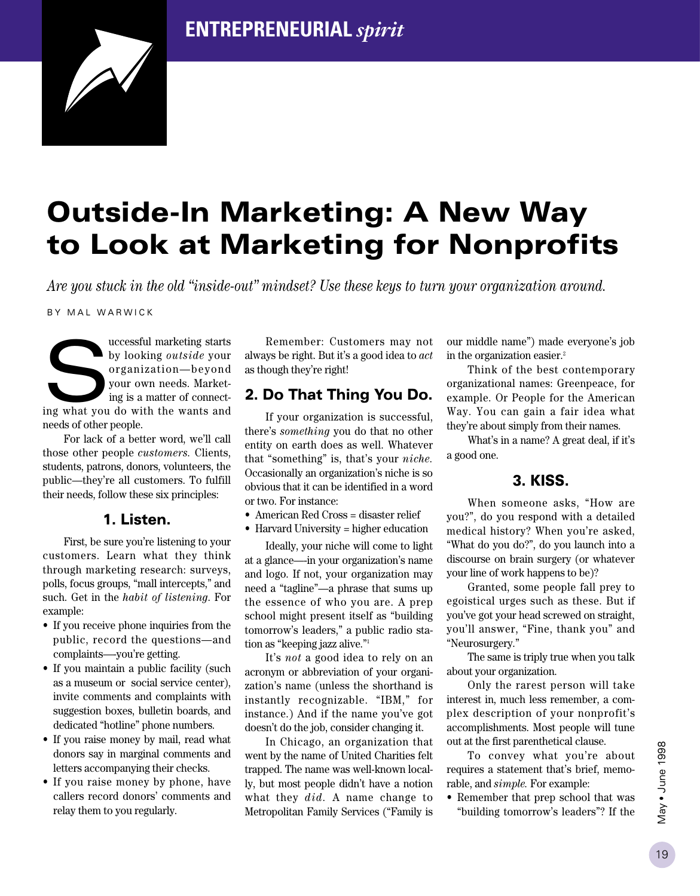# Outside-In Marketing: A New Way to Look at Marketing for Nonprofits

*Are you stuck in the old "inside-out" mindset? Use these keys to turn your organization around.*

BY MAL WARWICK

Successful marketing starts by looking *outside* your organization—beyond your own needs. Marketing is a matter of connecting what you do with the wants and needs of other people.

For lack of a better word, we'll call those other people *customers*. Clients, students, patrons, donors, volunteers, the public—they're all customers. To fulfill their needs, follow these six principles:

### 1. Listen.

First, be sure you're listening to your customers. Learn what they think through marketing research: surveys, polls, focus groups, "mall intercepts," and such. Get in the *habit of listening*. For example:

- If you receive phone inquiries from the public, record the questions—and complaints—you're getting.
- If you maintain a public facility (such as a museum or social service center), invite comments and complaints with suggestion boxes, bulletin boards, and dedicated "hotline" phone numbers.
- If you raise money by mail, read what donors say in marginal comments and letters accompanying their checks.
- If you raise money by phone, have callers record donors' comments and relay them to you regularly.

Remember: Customers may not always be right. But it's a good idea to *act* as though they're right!

### 2. Do That Thing You Do.

If your organization is successful, there's *something* you do that no other entity on earth does as well. Whatever that "something" is, that's your *niche*. Occasionally an organization's niche is so obvious that it can be identified in a word or two. For instance:

- American Red Cross = disaster relief
- Harvard University = higher education

Ideally, your niche will come to light at a glance—in your organization's name and logo. If not, your organization may need a "tagline"—a phrase that sums up the essence of who you are. A prep school might present itself as "building tomorrow's leaders," a public radio station as "keeping jazz alive."[1]

It's *not* a good idea to rely on an acronym or abbreviation of your organization's name (unless the shorthand is instantly recognizable. "IBM," for instance.) And if the name you've got doesn't do the job, consider changing it.

In Chicago, an organization that went by the name of United Charities felt trapped. The name was well-known locally, but most people didn't have a notion what they *did*. A name change to Metropolitan Family Services ("Family is our middle name") made everyone's job in the organization easier.[2]

Think of the best contemporary organizational names: Greenpeace, for example. Or People for the American Way. You can gain a fair idea what they're about simply from their names.

What's in a name? A great deal, if it's a good one.

### 3. KISS.

When someone asks, "How are you?", do you respond with a detailed medical history? When you're asked, "What do you do?", do you launch into a discourse on brain surgery (or whatever your line of work happens to be)?

Granted, some people fall prey to egoistical urges such as these. But if you've got your head screwed on straight, you'll answer, "Fine, thank you" and "Neurosurgery."

The same is triply true when you talk about your organization.

Only the rarest person will take interest in, much less remember, a complex description of your nonprofit's accomplishments. Most people will tune out at the first parenthetical clause.

To convey what you're about requires a statement that's brief, memorable, and *simple*. For example:

- Remember that prep school that was "building tomorrow's leaders"? If the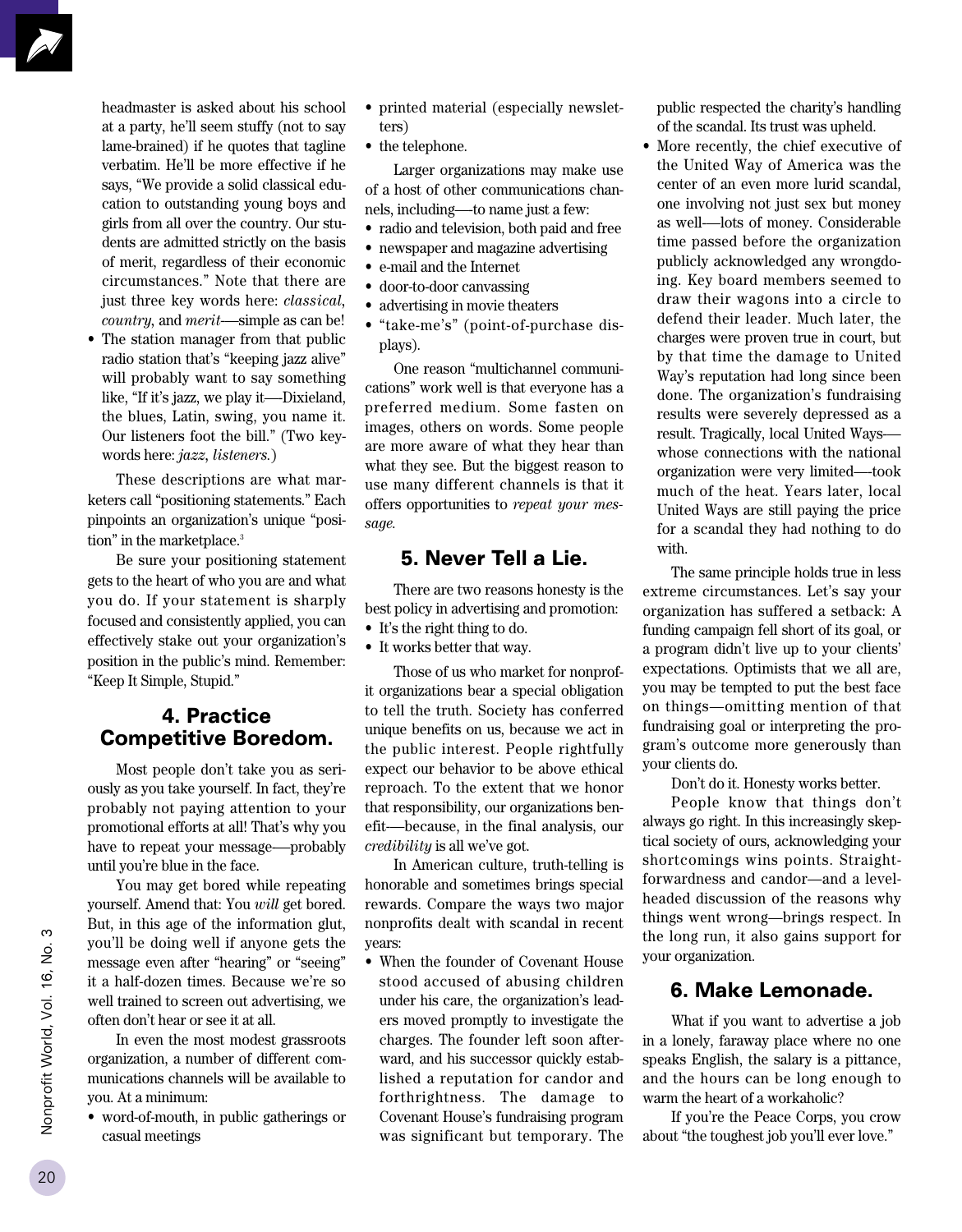headmaster is asked about his school at a party, he'll seem stuffy (not to say lame-brained) if he quotes that tagline verbatim. He'll be more effective if he says, "We provide a solid classical education to outstanding young boys and girls from all over the country. Our students are admitted strictly on the basis of merit, regardless of their economic circumstances." Note that there are just three key words here: *classical*, *country*, and *merit*—simple as can be!

- The station manager from that public radio station that's "keeping jazz alive" will probably want to say something like, "If it's jazz, we play it—Dixieland, the blues, Latin, swing, you name it. Our listeners foot the bill." (Two keywords here: *jazz*, *listeners*.)

These descriptions are what marketers call "positioning statements." Each pinpoints an organization's unique "position" in the marketplace.[3]

Be sure your positioning statement gets to the heart of who you are and what you do. If your statement is sharply focused and consistently applied, you can effectively stake out your organization's position in the public's mind. Remember: "Keep It Simple, Stupid."

## 4. Practice Competitive Boredom.

Most people don't take you as seriously as you take yourself. In fact, they're probably not paying attention to your promotional efforts at all! That's why you have to repeat your message—probably until you're blue in the face.

You may get bored while repeating yourself. Amend that: You *will* get bored. But, in this age of the information glut, you'll be doing well if anyone gets the message even after "hearing" or "seeing" it a half-dozen times. Because we're so well trained to screen out advertising, we often don't hear or see it at all.

In even the most modest grassroots organization, a number of different communications channels will be available to you. At a minimum:

- word-of-mouth, in public gatherings or casual meetings
- printed material (especially newsletters)
- the telephone.

Larger organizations may make use of a host of other communications channels, including—to name just a few:

- radio and television, both paid and free
- newspaper and magazine advertising
- e-mail and the Internet
- door-to-door canvassing
- advertising in movie theaters
- "take-me's" (point-of-purchase displays).

One reason "multichannel communications" work well is that everyone has a preferred medium. Some fasten on images, others on words. Some people are more aware of what they hear than what they see. But the biggest reason to use many different channels is that it offers opportunities to *repeat your message*.

## 5. Never Tell a Lie.

There are two reasons honesty is the best policy in advertising and promotion:

- It's the right thing to do.
- It works better that way.

Those of us who market for nonprofit organizations bear a special obligation to tell the truth. Society has conferred unique benefits on us, because we act in the public interest. People rightfully expect our behavior to be above ethical reproach. To the extent that we honor that responsibility, our organizations benefit—because, in the final analysis, our *credibility* is all we've got.

In American culture, truth-telling is honorable and sometimes brings special rewards. Compare the ways two major nonprofits dealt with scandal in recent years:

- When the founder of Covenant House stood accused of abusing children under his care, the organization's leaders moved promptly to investigate the charges. The founder left soon afterward, and his successor quickly established a reputation for candor and forthrightness. The damage to Covenant House's fundraising program was significant but temporary. The public respected the charity's handling of the scandal. Its trust was upheld.
- More recently, the chief executive of the United Way of America was the center of an even more lurid scandal, one involving not just sex but money as well—lots of money. Considerable time passed before the organization publicly acknowledged any wrongdoing. Key board members seemed to draw their wagons into a circle to defend their leader. Much later, the charges were proven true in court, but by that time the damage to United Way's reputation had long since been done. The organization's fundraising results were severely depressed as a result. Tragically, local United Ways—whose connections with the national organization were very limited—took much of the heat. Years later, local United Ways are still paying the price for a scandal they had nothing to do with.

The same principle holds true in less extreme circumstances. Let's say your organization has suffered a setback: A funding campaign fell short of its goal, or a program didn't live up to your clients' expectations. Optimists that we all are, you may be tempted to put the best face on things—omitting mention of that fundraising goal or interpreting the program's outcome more generously than your clients do.

Don't do it. Honesty works better.

People know that things don't always go right. In this increasingly skeptical society of ours, acknowledging your shortcomings wins points. Straightforwardness and candor—and a level-headed discussion of the reasons why things went wrong—brings respect. In the long run, it also gains support for your organization.

## 6. Make Lemonade.

What if you want to advertise a job in a lonely, faraway place where no one speaks English, the salary is a pittance, and the hours can be long enough to warm the heart of a workaholic?

If you're the Peace Corps, you crow about "the toughest job you'll ever love."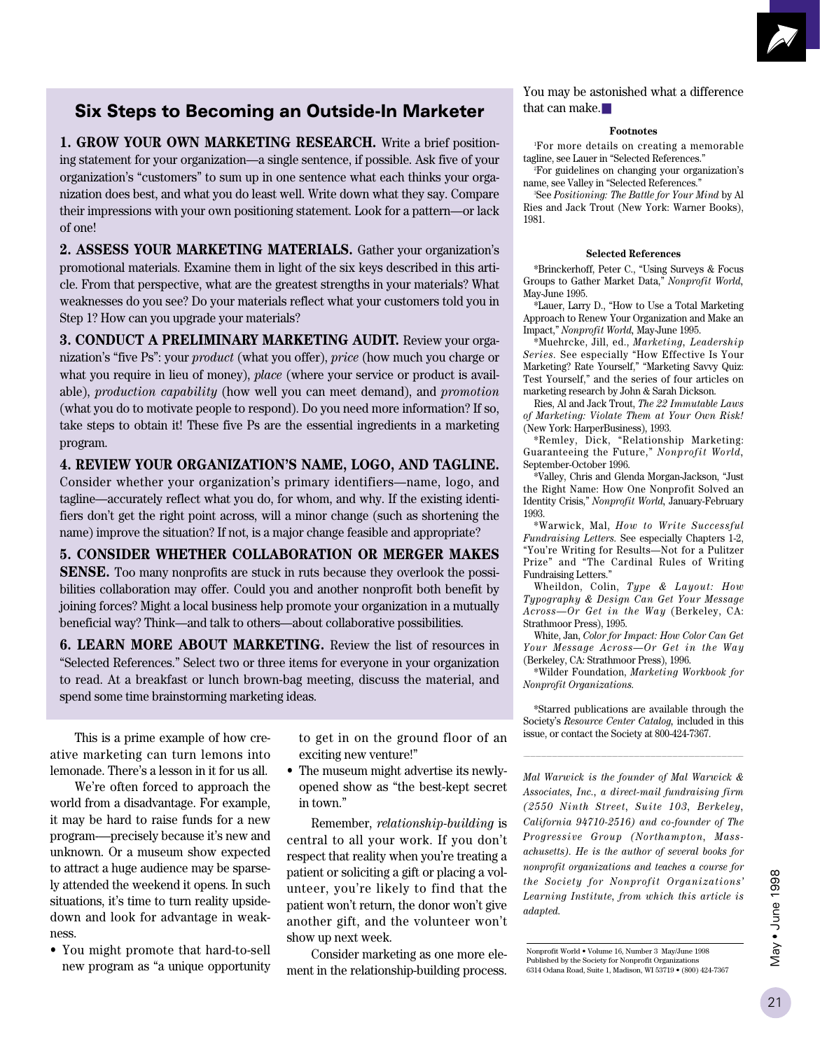## Six Steps to Becoming an Outside-In Marketer

**1. GROW YOUR OWN MARKETING RESEARCH.** Write a brief positioning statement for your organization—a single sentence, if possible. Ask five of your organization's "customers" to sum up in one sentence what each thinks your organization does best, and what you do least well. Write down what they say. Compare their impressions with your own positioning statement. Look for a pattern—or lack of one!

**2. ASSESS YOUR MARKETING MATERIALS.** Gather your organization's promotional materials. Examine them in light of the six keys described in this article. From that perspective, what are the greatest strengths in your materials? What weaknesses do you see? Do your materials reflect what your customers told you in Step 1? How can you upgrade your materials?

**3. CONDUCT A PRELIMINARY MARKETING AUDIT.** Review your organization's "five Ps": your *product* (what you offer), *price* (how much you charge or what you require in lieu of money), *place* (where your service or product is available), *production capability* (how well you can meet demand), and *promotion* (what you do to motivate people to respond). Do you need more information? If so, take steps to obtain it! These five Ps are the essential ingredients in a marketing program.

**4. REVIEW YOUR ORGANIZATION'S NAME, LOGO, AND TAGLINE.** Consider whether your organization's primary identifiers—name, logo, and tagline—accurately reflect what you do, for whom, and why. If the existing identifiers don't get the right point across, will a minor change (such as shortening the name) improve the situation? If not, is a major change feasible and appropriate?

**5. CONSIDER WHETHER COLLABORATION OR MERGER MAKES SENSE.** Too many nonprofits are stuck in ruts because they overlook the possibilities collaboration may offer. Could you and another nonprofit both benefit by joining forces? Might a local business help promote your organization in a mutually beneficial way? Think—and talk to others—about collaborative possibilities.

**6. LEARN MORE ABOUT MARKETING.** Review the list of resources in "Selected References." Select two or three items for everyone in your organization to read. At a breakfast or lunch brown-bag meeting, discuss the material, and spend some time brainstorming marketing ideas.

This is a prime example of how creative marketing can turn lemons into lemonade. There's a lesson in it for us all.

We're often forced to approach the world from a disadvantage. For example, it may be hard to raise funds for a new program—precisely because it's new and unknown. Or a museum show expected to attract a huge audience may be sparsely attended the weekend it opens. In such situations, it's time to turn reality upside-down and look for advantage in weakness.

- You might promote that hard-to-sell new program as "a unique opportunity to get in on the ground floor of an exciting new venture!"
- The museum might advertise its newly-opened show as "the best-kept secret in town."

Remember, *relationship-building* is central to all your work. If you don't respect that reality when you're treating a patient or soliciting a gift or placing a volunteer, you're likely to find that the patient won't return, the donor won't give another gift, and the volunteer won't show up next week.

Consider marketing as one more element in the relationship-building process. You may be astonished what a difference that can make.

#### Footnotes

[1]For more details on creating a memorable tagline, see Lauer in "Selected References."

[2]For guidelines on changing your organization's name, see Valley in "Selected References."

[3]See *Positioning: The Battle for Your Mind* by Al Ries and Jack Trout (New York: Warner Books), 1981.

#### Selected References

*Brinckerhoff, Peter C., "Using Surveys & Focus Groups to Gather Market Data," *Nonprofit World*, May-June 1995.

*Lauer, Larry D., "How to Use a Total Marketing Approach to Renew Your Organization and Make an Impact," *Nonprofit World*, May-June 1995.

*Muehrcke, Jill, ed., *Marketing, Leadership Series.* See especially "How Effective Is Your Marketing? Rate Yourself," "Marketing Savvy Quiz: Test Yourself," and the series of four articles on marketing research by John & Sarah Dickson.

Ries, Al and Jack Trout, *The 22 Immutable Laws of Marketing: Violate Them at Your Own Risk!* (New York: HarperBusiness), 1993.

*Remley, Dick, "Relationship Marketing: Guaranteeing the Future," *Nonprofit World*, September-October 1996.

*Valley, Chris and Glenda Morgan-Jackson, "Just the Right Name: How One Nonprofit Solved an Identity Crisis," *Nonprofit World*, January-February 1993.

*Warwick, Mal, *How to Write Successful Fundraising Letters.* See especially Chapters 1-2, "You're Writing for Results—Not for a Pulitzer Prize" and "The Cardinal Rules of Writing Fundraising Letters."

Wheildon, Colin, *Type & Layout: How Typography & Design Can Get Your Message Across—Or Get in the Way* (Berkeley, CA: Strathmoor Press), 1995.

White, Jan, *Color for Impact: How Color Can Get Your Message Across—Or Get in the Way* (Berkeley, CA: Strathmoor Press), 1996.

*Wilder Foundation, *Marketing Workbook for Nonprofit Organizations.*

*Starred publications are available through the Society's *Resource Center Catalog*, included in this issue, or contact the Society at 800-424-7367.

---

*Mal Warwick is the founder of Mal Warwick & Associates, Inc., a direct-mail fundraising firm (2550 Ninth Street, Suite 103, Berkeley, California 94710-2516) and co-founder of The Progressive Group (Northampton, Massachusetts). He is the author of several books for nonprofit organizations and teaches a course for the Society for Nonprofit Organizations' Learning Institute, from which this article is adapted.*

Nonprofit World • Volume 16, Number 3 May/June 1998
Published by the Society for Nonprofit Organizations
6314 Odana Road, Suite 1, Madison, WI 53719 • (800) 424-7367